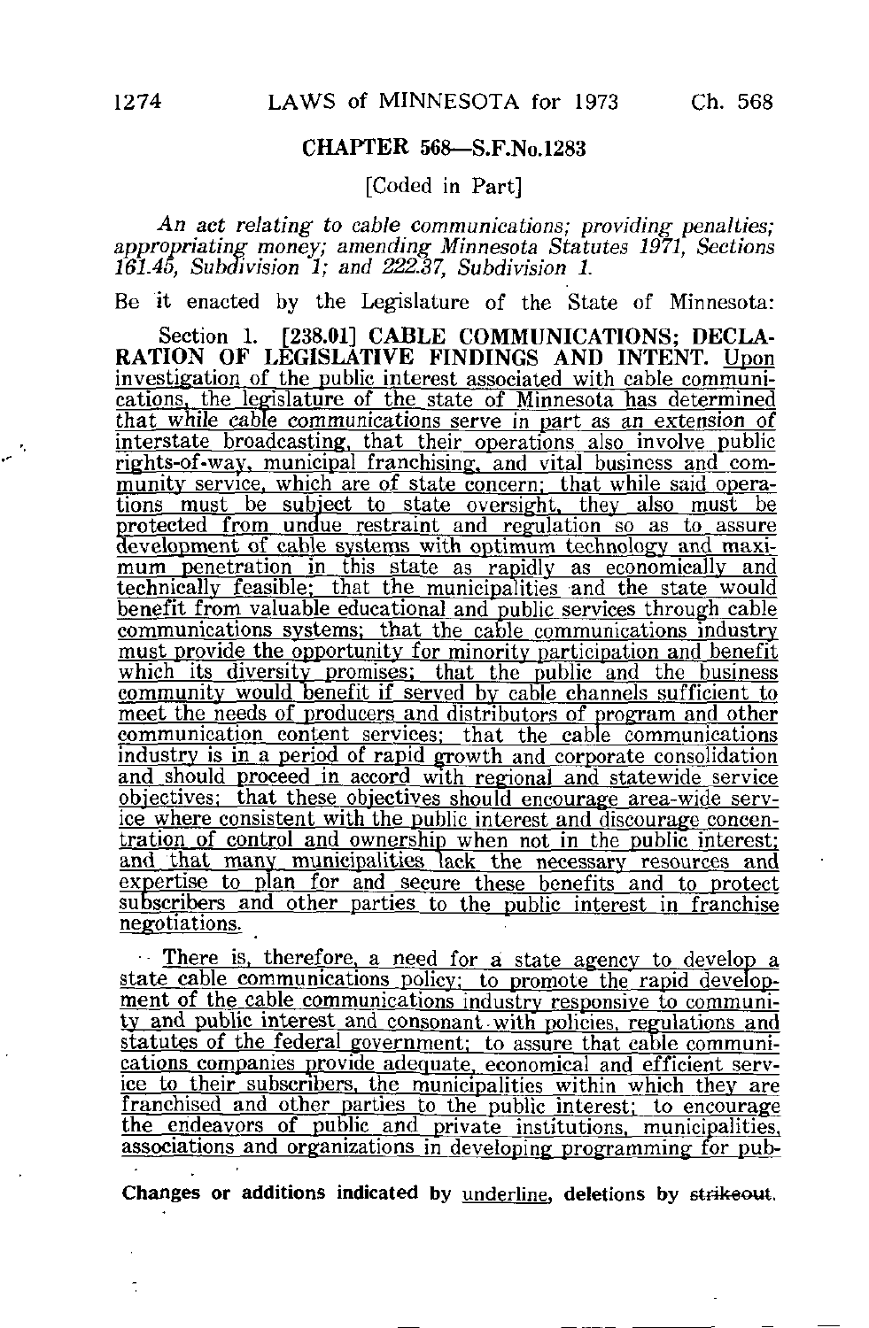## CHAPTER 568—S.F.No.1283

[Coded in Part]

*An act relating to cable communications; providing penalties; appropriating money; amending Minnesota Statutes 1971, Sections 161.45, Subdivision 1; and 222.37, Subdivision 1.*

Be it enacted by the Legislature of the State of Minnesota:

Section 1. [238.01] **CABLE COMMUNICATIONS; DECLARATION OF LEGISLATIVE FINDINGS AND INTENT.** Upon investigation of the public interest associated with cable communications, the legislature of the state of Minnesota has determined that while cable communications serve in part as an extension of interstate broadcasting, that their operations also involve public rights-of-way, municipal franchising, and vital business and community service, which are of state concern; that while said operations must be subject to state oversight, they also must be protected from undue restraint and regulation so as to assure development of cable systems with optimum technology and maximum penetration in this state as rapidly as economically and technically feasible; that the municipalities and the state would benefit from valuable educational and public services through cable communications systems; that the cable communications industry must provide the opportunity for minority participation and benefit which its diversity promises; that the public and the business community would benefit if served by cable channels sufficient to meet the needs of producers and distributors of program and other communication content services; that the cable communications industry is in a period of rapid growth and corporate consolidation and should proceed in accord with regional and statewide service objectives; that these objectives should encourage area-wide service where consistent with the public interest and discourage concentration of control and ownership when not in the public interest; and that many municipalities lack the necessary resources and expertise to plan for and secure these benefits and to protect subscribers and other parties to the public interest in franchise negotiations.

There is, therefore, a need for a state agency to develop a state cable communications policy; to promote the rapid development of the cable communications industry responsive to community and public interest and consonant with policies, regulations and statutes of the federal government; to assure that cable communications companies provide adequate, economical and efficient service to their subscribers, the municipalities within which they are franchised and other parties to the public interest; to encourage the endeavors of public and private institutions, municipalities, associations and organizations in developing programming for pub-

Changes or additions indicated by underline, deletions by strikeout.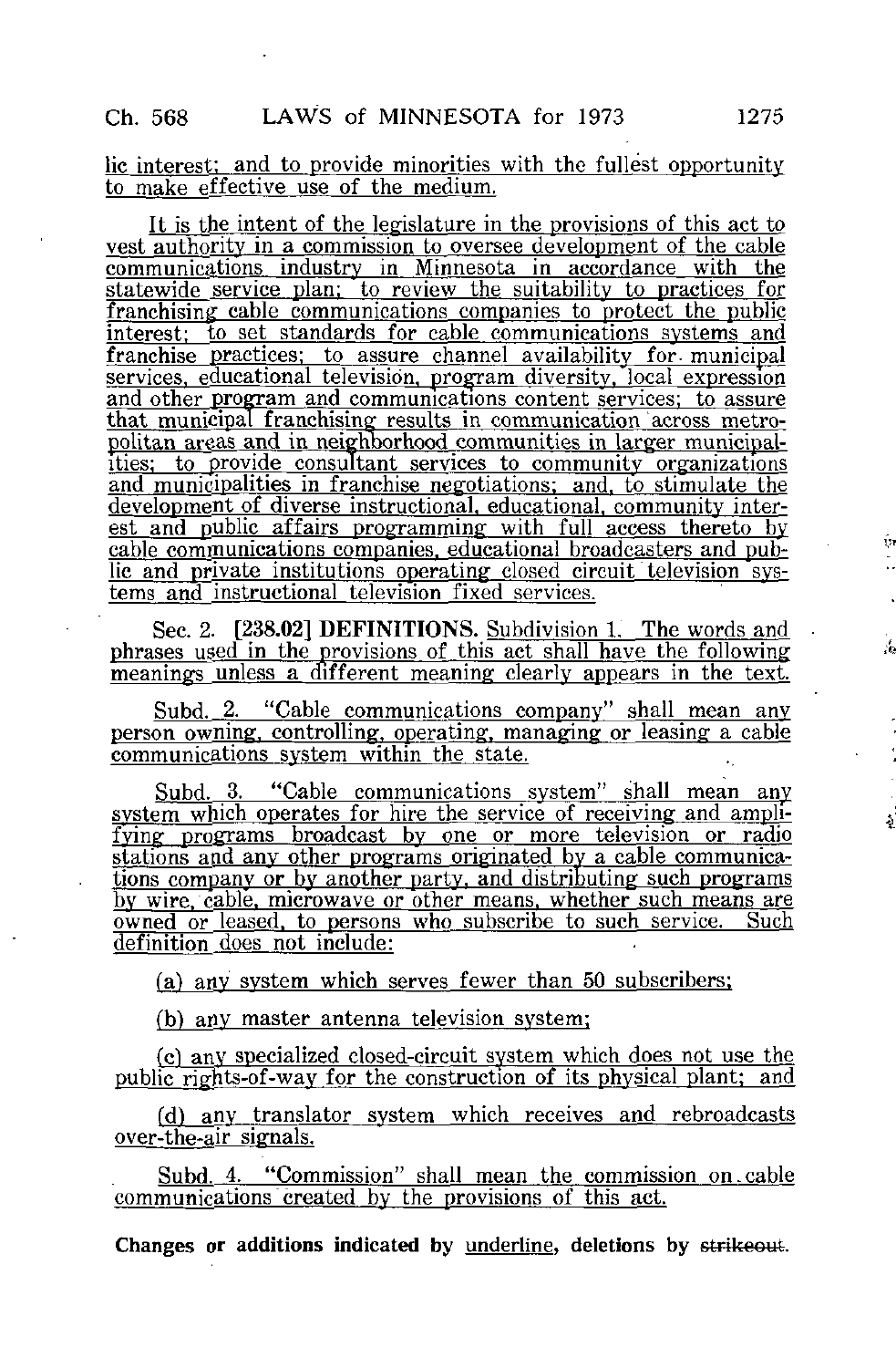lic interest; and to provide minorities with the fullest opportunity to make effective use of the medium.

It is the intent of the legislature in the provisions of this act to vest authority in a commission to oversee development of the cable communications industry in Minnesota in accordance with the statewide service plan; to review the suitability to practices for franchising cable communications companies to protect the public interest; to set standards for cable communications systems and franchise practices; to assure channel availability for municipal services, educational television, program diversity, local expression and other program and communications content services; to assure that municipal franchising results in communication across metropolitan areas and in neighborhood communities in larger municipalities; to provide consultant services to community organizations and municipalities in franchise negotiations; and, to stimulate the development of diverse instructional, educational, community interest and public affairs programming with full access thereto by cable communications companies, educational broadcasters and public and private institutions operating closed circuit television systems and instructional television fixed services.

Sec. 2. **[238.02] DEFINITIONS.** Subdivision 1. The words and phrases used in the provisions of this act shall have the following meanings unless a different meaning clearly appears in the text.

Subd. 2. "Cable communications company" shall mean any person owning, controlling, operating, managing or leasing a cable communications system within the state.

Subd. 3. "Cable communications system" shall mean any system which operates for hire the service of receiving and amplifying programs broadcast by one or more television or radio stations and any other programs originated by a cable communications company or by another party, and distributing such programs by wire, cable, microwave or other means, whether such means are owned or leased, to persons who subscribe to such service. Such definition does not include:

(a) any system which serves fewer than 50 subscribers;

(b) any master antenna television system;

(c) any specialized closed-circuit system which does not use the public rights-of-way for the construction of its physical plant; and

(d) any translator system which receives and rebroadcasts over-the-air signals.

Subd. 4. "Commission" shall mean the commission on cable communications created by the provisions of this act.

**Changes or additions indicated by underline, deletions by ~~strikeout~~.**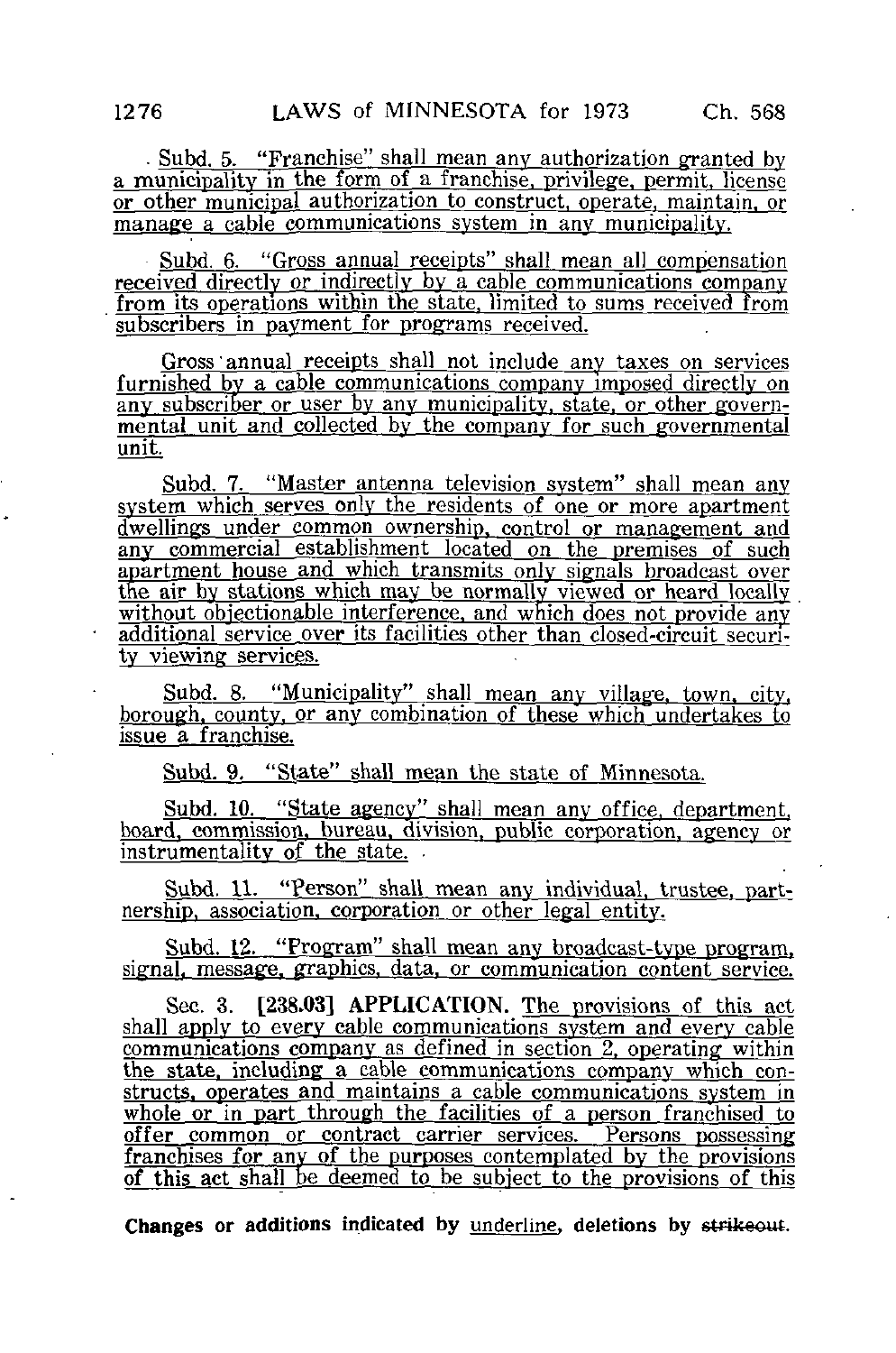Subd. 5. "Franchise" shall mean any authorization granted by a municipality in the form of a franchise, privilege, permit, license or other municipal authorization to construct, operate, maintain, or manage a cable communications system in any municipality.

Subd. 6. "Gross annual receipts" shall mean all compensation received directly or indirectly by a cable communications company from its operations within the state, limited to sums received from subscribers in payment for programs received.

Gross annual receipts shall not include any taxes on services furnished by a cable communications company imposed directly on any subscriber or user by any municipality, state, or other governmental unit and collected by the company for such governmental unit.

Subd. 7. "Master antenna television system" shall mean any system which serves only the residents of one or more apartment dwellings under common ownership, control or management and any commercial establishment located on the premises of such apartment house and which transmits only signals broadcast over the air by stations which may be normally viewed or heard locally without objectionable interference, and which does not provide any additional service over its facilities other than closed-circuit security viewing services.

Subd. 8. "Municipality" shall mean any village, town, city, borough, county, or any combination of these which undertakes to issue a franchise.

Subd. 9. "State" shall mean the state of Minnesota.

Subd. 10. "State agency" shall mean any office, department, board, commission, bureau, division, public corporation, agency or instrumentality of the state.

Subd. 11. "Person" shall mean any individual, trustee, partnership, association, corporation or other legal entity.

Subd. 12. "Program" shall mean any broadcast-type program, signal, message, graphics, data, or communication content service.

Sec. 3. [238.03] APPLICATION. The provisions of this act shall apply to every cable communications system and every cable communications company as defined in section 2, operating within the state, including a cable communications company which constructs, operates and maintains a cable communications system in whole or in part through the facilities of a person franchised to offer common or contract carrier services. Persons possessing franchises for any of the purposes contemplated by the provisions of this act shall be deemed to be subject to the provisions of this

Changes or additions indicated by underline, deletions by ~~strikeout~~.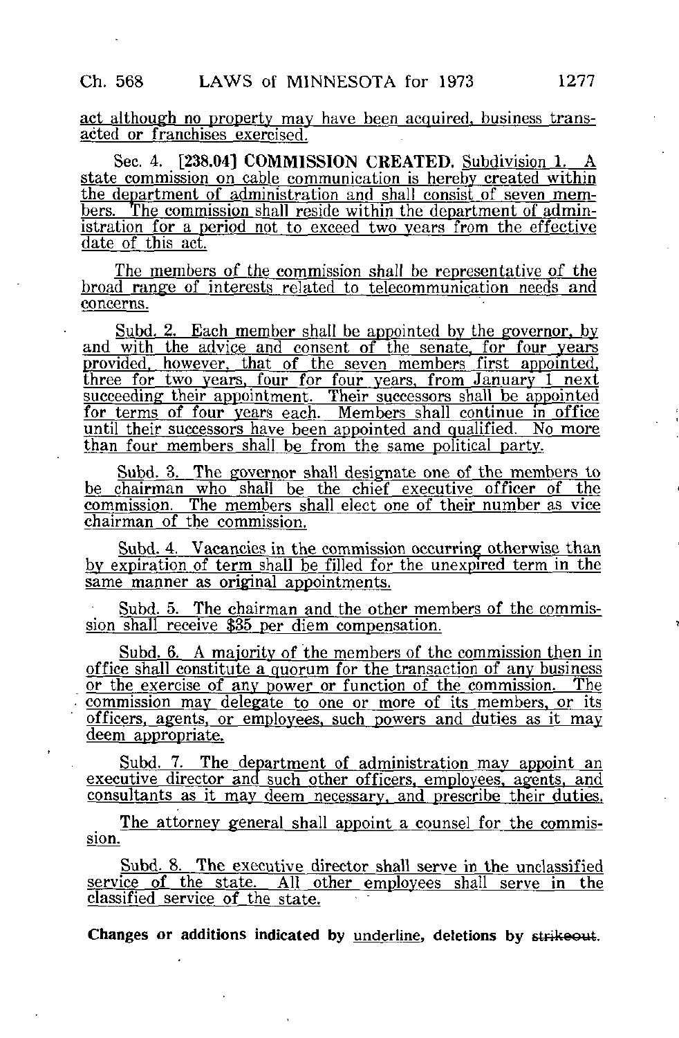act although no property may have been acquired, business transacted or franchises exercised.

Sec. 4. [238.04] **COMMISSION CREATED.** Subdivision 1. A state commission on cable communication is hereby created within the department of administration and shall consist of seven members. The commission shall reside within the department of administration for a period not to exceed two years from the effective date of this act.

The members of the commission shall be representative of the broad range of interests related to telecommunication needs and concerns.

Subd. 2. Each member shall be appointed by the governor, by and with the advice and consent of the senate, for four years provided, however, that of the seven members first appointed, three for two years, four for four years, from January 1 next succeeding their appointment. Their successors shall be appointed for terms of four years each. Members shall continue in office until their successors have been appointed and qualified. No more than four members shall be from the same political party.

Subd. 3. The governor shall designate one of the members to be chairman who shall be the chief executive officer of the commission. The members shall elect one of their number as vice chairman of the commission.

Subd. 4. Vacancies in the commission occurring otherwise than by expiration of term shall be filled for the unexpired term in the same manner as original appointments.

Subd. 5. The chairman and the other members of the commission shall receive $35 per diem compensation.

Subd. 6. A majority of the members of the commission then in office shall constitute a quorum for the transaction of any business or the exercise of any power or function of the commission. The commission may delegate to one or more of its members, or its officers, agents, or employees, such powers and duties as it may deem appropriate.

Subd. 7. The department of administration may appoint an executive director and such other officers, employees, agents, and consultants as it may deem necessary, and prescribe their duties.

The attorney general shall appoint a counsel for the commission.

Subd. 8. The executive director shall serve in the unclassified service of the state. All other employees shall serve in the classified service of the state.

**Changes or additions indicated by underline, deletions by ~~strikeout~~.**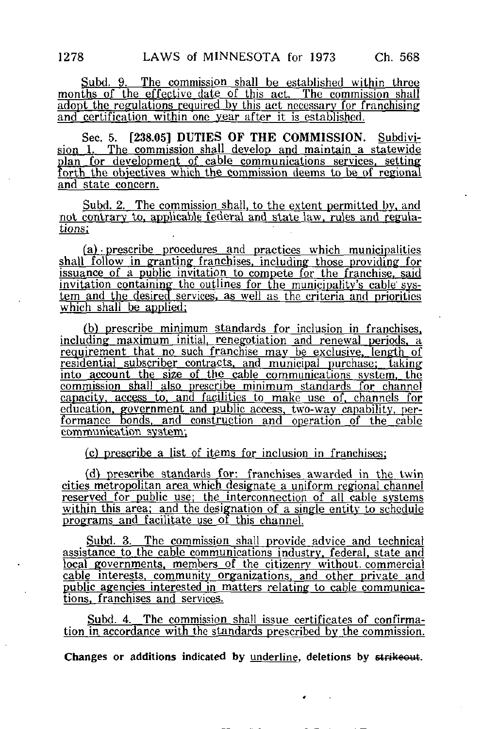Subd. 9. The commission shall be established within three months of the effective date of this act. The commission shall adopt the regulations required by this act necessary for franchising and certification within one year after it is established.

Sec. 5. [238.05] **DUTIES OF THE COMMISSION.** Subdivision 1. The commission shall develop and maintain a statewide plan for development of cable communications services, setting forth the objectives which the commission deems to be of regional and state concern.

Subd. 2. The commission shall, to the extent permitted by, and not contrary to, applicable federal and state law, rules and regulations;

(a) prescribe procedures and practices which municipalities shall follow in granting franchises, including those providing for issuance of a public invitation to compete for the franchise, said invitation containing the outlines for the municipality's cable system and the desired services, as well as the criteria and priorities which shall be applied;

(b) prescribe minimum standards for inclusion in franchises, including maximum initial, renegotiation and renewal periods, a requirement that no such franchise may be exclusive, length of residential subscriber contracts, and municipal purchase; taking into account the size of the cable communications system, the commission shall also prescribe minimum standards for channel capacity, access to, and facilities to make use of, channels for education, government and public access, two-way capability, performance bonds, and construction and operation of the cable communication system;

(c) prescribe a list of items for inclusion in franchises;

(d) prescribe standards for: franchises awarded in the twin cities metropolitan area which designate a uniform regional channel reserved for public use; the interconnection of all cable systems within this area; and the designation of a single entity to schedule programs and facilitate use of this channel.

Subd. 3. The commission shall provide advice and technical assistance to the cable communications industry, federal, state and local governments, members of the citizenry without commercial cable interests, community organizations, and other private and public agencies interested in matters relating to cable communications, franchises and services.

Subd. 4. The commission shall issue certificates of confirmation in accordance with the standards prescribed by the commission.

**Changes or additions indicated by underline, deletions by ~~strikeout~~.**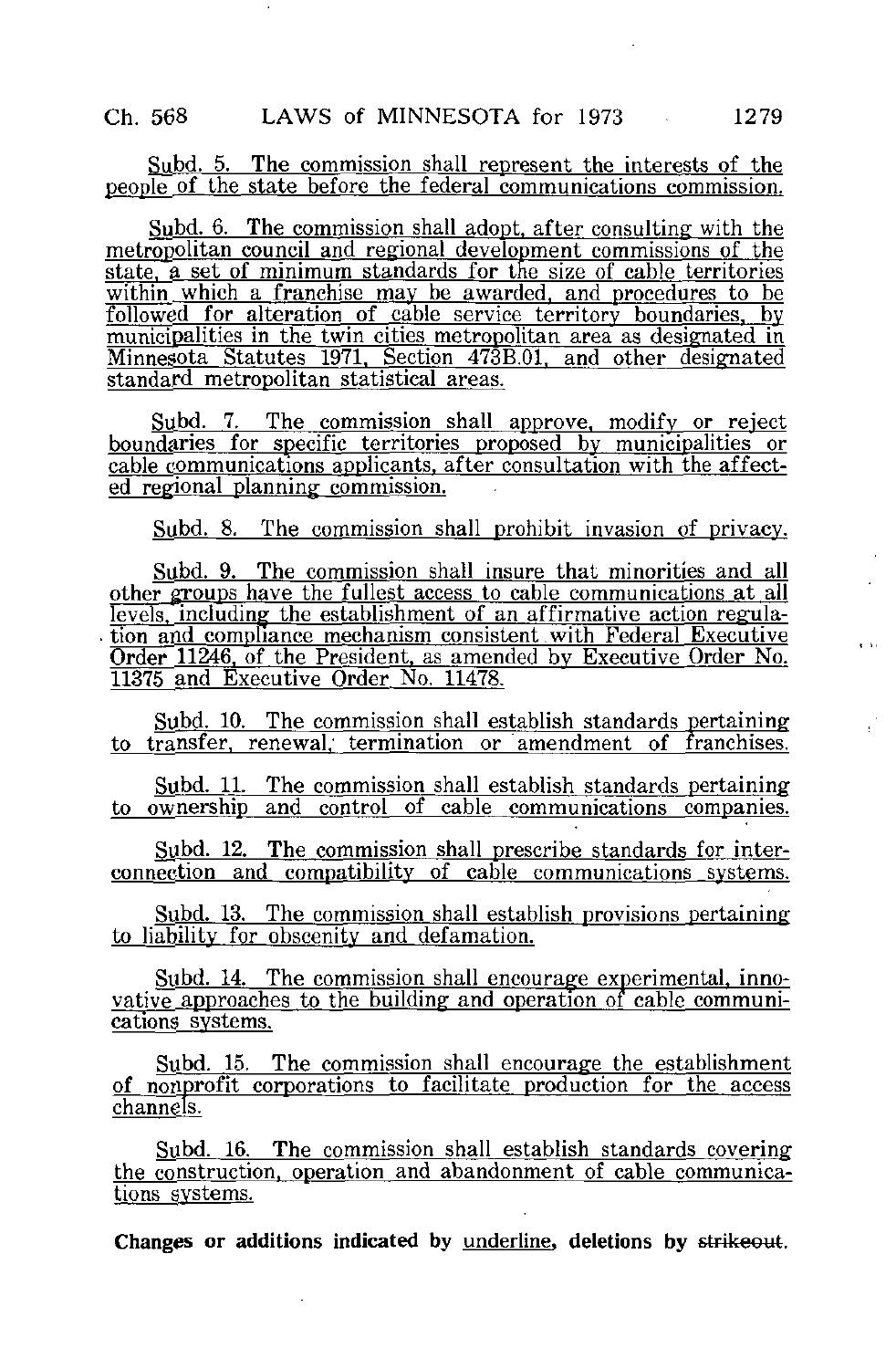Subd. 5. The commission shall represent the interests of the people of the state before the federal communications commission.

Subd. 6. The commission shall adopt, after consulting with the metropolitan council and regional development commissions of the state, a set of minimum standards for the size of cable territories within which a franchise may be awarded, and procedures to be followed for alteration of cable service territory boundaries, by municipalities in the twin cities metropolitan area as designated in Minnesota Statutes 1971, Section 473B.01, and other designated standard metropolitan statistical areas.

Subd. 7. The commission shall approve, modify or reject boundaries for specific territories proposed by municipalities or cable communications applicants, after consultation with the affected regional planning commission.

Subd. 8. The commission shall prohibit invasion of privacy.

Subd. 9. The commission shall insure that minorities and all other groups have the fullest access to cable communications at all levels, including the establishment of an affirmative action regulation and compliance mechanism consistent with Federal Executive Order 11246, of the President, as amended by Executive Order No. 11375 and Executive Order No. 11478.

Subd. 10. The commission shall establish standards pertaining to transfer, renewal, termination or amendment of franchises.

Subd. 11. The commission shall establish standards pertaining to ownership and control of cable communications companies.

Subd. 12. The commission shall prescribe standards for interconnection and compatibility of cable communications systems.

Subd. 13. The commission shall establish provisions pertaining to liability for obscenity and defamation.

Subd. 14. The commission shall encourage experimental, innovative approaches to the building and operation of cable communications systems.

Subd. 15. The commission shall encourage the establishment of nonprofit corporations to facilitate production for the access channels.

Subd. 16. The commission shall establish standards covering the construction, operation and abandonment of cable communications systems.

**Changes or additions indicated by underline, deletions by ~~strikeout~~.**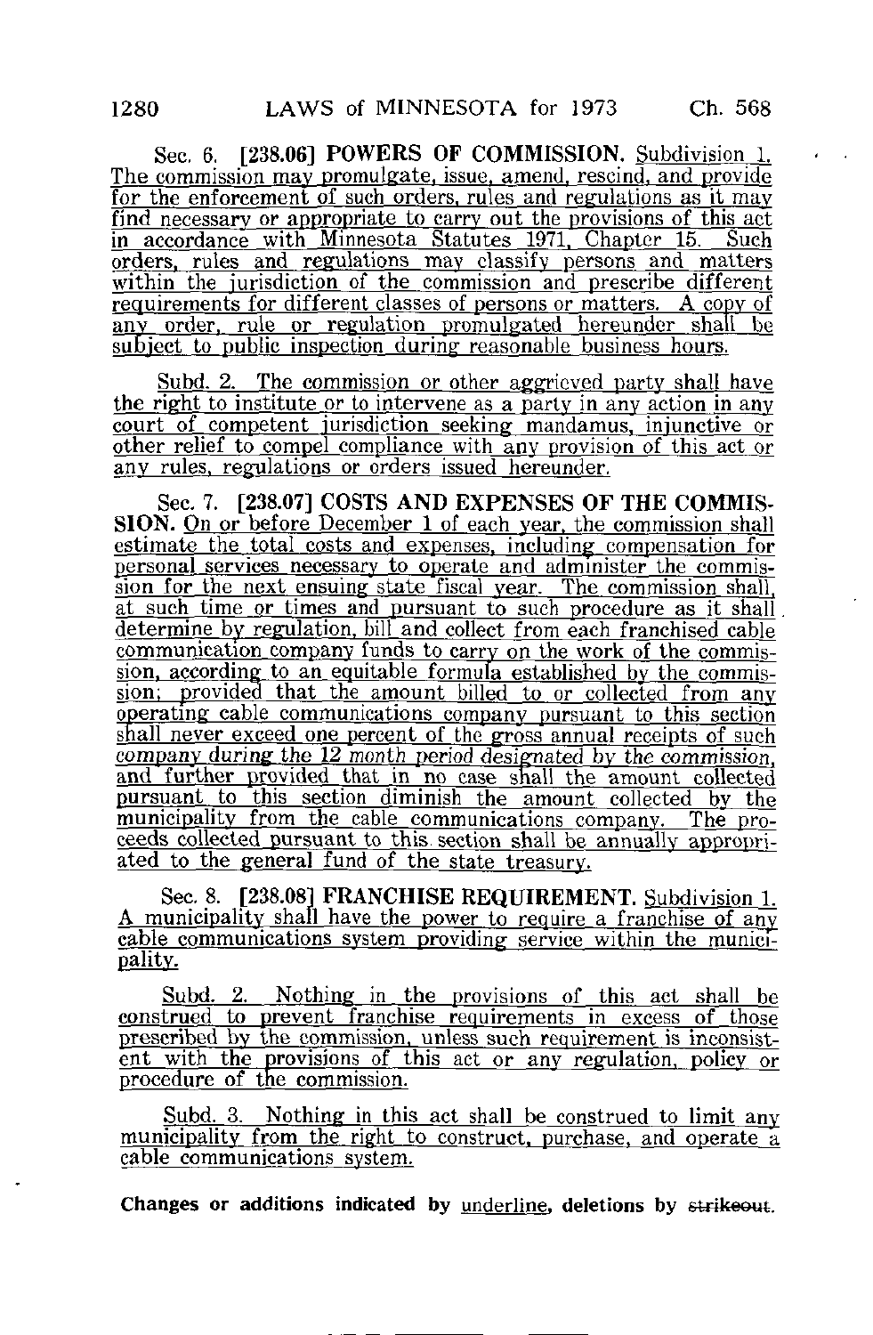Sec. 6. [238.06] **POWERS OF COMMISSION.** Subdivision 1. The commission may promulgate, issue, amend, rescind, and provide for the enforcement of such orders, rules and regulations as it may find necessary or appropriate to carry out the provisions of this act in accordance with Minnesota Statutes 1971, Chapter 15. Such orders, rules and regulations may classify persons and matters within the jurisdiction of the commission and prescribe different requirements for different classes of persons or matters. A copy of any order, rule or regulation promulgated hereunder shall be subject to public inspection during reasonable business hours.

Subd. 2. The commission or other aggrieved party shall have the right to institute or to intervene as a party in any action in any court of competent jurisdiction seeking mandamus, injunctive or other relief to compel compliance with any provision of this act or any rules, regulations or orders issued hereunder.

Sec. 7. [238.07] **COSTS AND EXPENSES OF THE COMMISSION.** On or before December 1 of each year, the commission shall estimate the total costs and expenses, including compensation for personal services necessary to operate and administer the commission for the next ensuing state fiscal year. The commission shall, at such time or times and pursuant to such procedure as it shall determine by regulation, bill and collect from each franchised cable communication company funds to carry on the work of the commission, according to an equitable formula established by the commission; provided that the amount billed to or collected from any operating cable communications company pursuant to this section shall never exceed one percent of the gross annual receipts of such company during the 12 month period designated by the commission, and further provided that in no case shall the amount collected pursuant to this section diminish the amount collected by the municipality from the cable communications company. The proceeds collected pursuant to this section shall be annually appropriated to the general fund of the state treasury.

Sec. 8. [238.08] **FRANCHISE REQUIREMENT.** Subdivision 1. A municipality shall have the power to require a franchise of any cable communications system providing service within the municipality.

Subd. 2. Nothing in the provisions of this act shall be construed to prevent franchise requirements in excess of those prescribed by the commission, unless such requirement is inconsistent with the provisions of this act or any regulation, policy or procedure of the commission.

Subd. 3. Nothing in this act shall be construed to limit any municipality from the right to construct, purchase, and operate a cable communications system.

**Changes or additions indicated by underline, deletions by ~~strikeout~~.**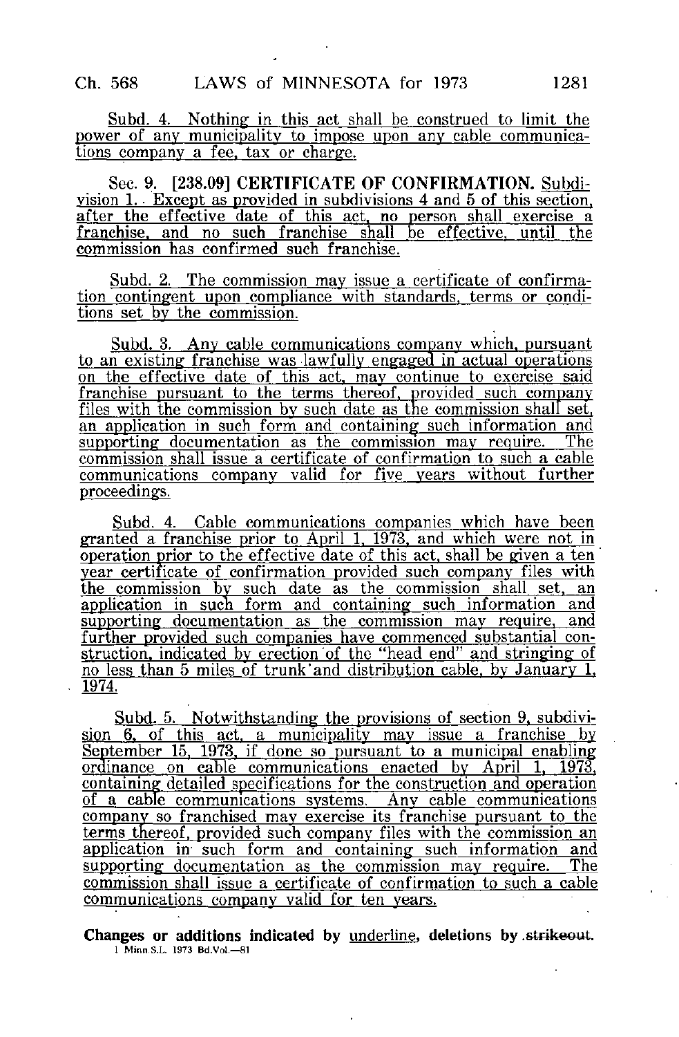Subd. 4. Nothing in this act shall be construed to limit the power of any municipality to impose upon any cable communications company a fee, tax or charge.

Sec. 9. [238.09] **CERTIFICATE OF CONFIRMATION.** Subdivision 1. Except as provided in subdivisions 4 and 5 of this section, after the effective date of this act, no person shall exercise a franchise, and no such franchise shall be effective, until the commission has confirmed such franchise.

Subd. 2. The commission may issue a certificate of confirmation contingent upon compliance with standards, terms or conditions set by the commission.

Subd. 3. Any cable communications company which, pursuant to an existing franchise was lawfully engaged in actual operations on the effective date of this act, may continue to exercise said franchise pursuant to the terms thereof, provided such company files with the commission by such date as the commission shall set, an application in such form and containing such information and supporting documentation as the commission may require. The commission shall issue a certificate of confirmation to such a cable communications company valid for five years without further proceedings.

Subd. 4. Cable communications companies which have been granted a franchise prior to April 1, 1973, and which were not in operation prior to the effective date of this act, shall be given a ten year certificate of confirmation provided such company files with the commission by such date as the commission shall set, an application in such form and containing such information and supporting documentation as the commission may require, and further provided such companies have commenced substantial construction, indicated by erection of the "head end" and stringing of no less than 5 miles of trunk and distribution cable, by January 1, 1974.

Subd. 5. Notwithstanding the provisions of section 9, subdivision 6, of this act, a municipality may issue a franchise by September 15, 1973, if done so pursuant to a municipal enabling ordinance on cable communications enacted by April 1, 1973, containing detailed specifications for the construction and operation of a cable communications systems. Any cable communications company so franchised may exercise its franchise pursuant to the terms thereof, provided such company files with the commission an application in such form and containing such information and supporting documentation as the commission may require. The commission shall issue a certificate of confirmation to such a cable communications company valid for ten years.

**Changes or additions indicated by underline, deletions by ~~strikeout~~.**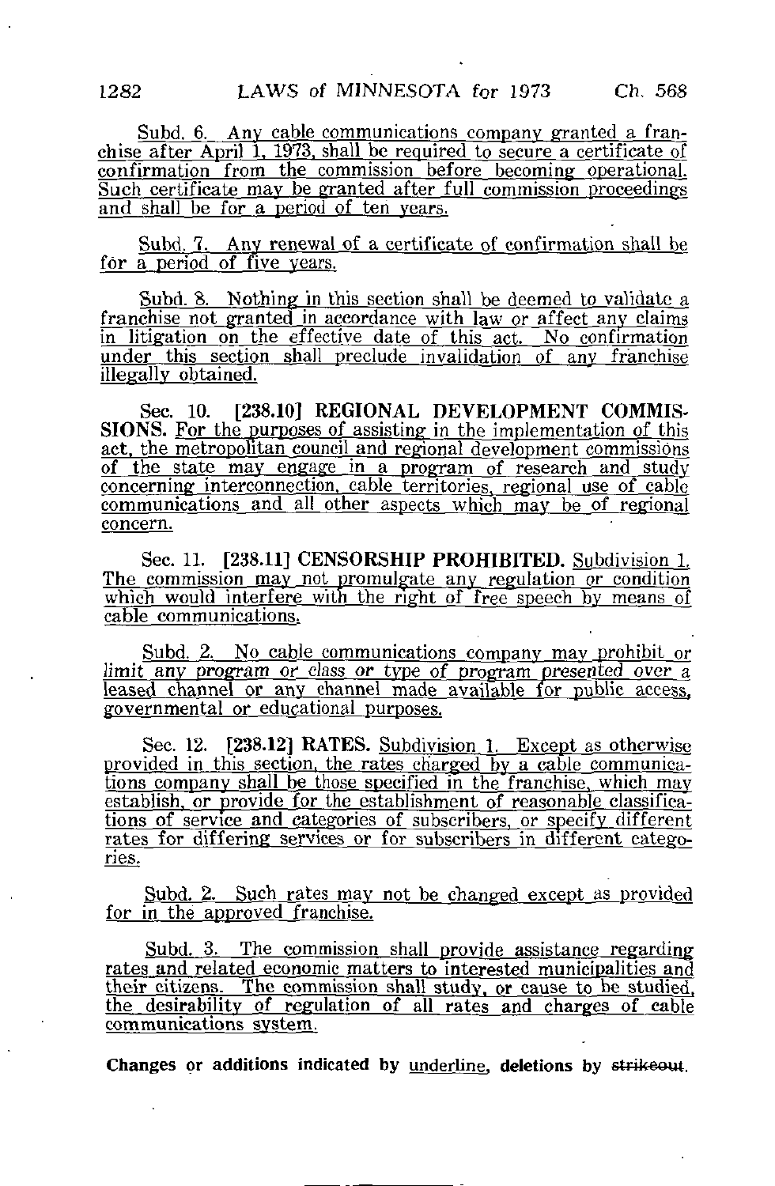Subd. 6. Any cable communications company granted a franchise after April 1, 1973, shall be required to secure a certificate of confirmation from the commission before becoming operational. Such certificate may be granted after full commission proceedings and shall be for a period of ten years.

Subd. 7. Any renewal of a certificate of confirmation shall be for a period of five years.

Subd. 8. Nothing in this section shall be deemed to validate a franchise not granted in accordance with law or affect any claims in litigation on the effective date of this act. No confirmation under this section shall preclude invalidation of any franchise illegally obtained.

Sec. 10. **[238.10] REGIONAL DEVELOPMENT COMMISSIONS.** For the purposes of assisting in the implementation of this act, the metropolitan council and regional development commissions of the state may engage in a program of research and study concerning interconnection, cable territories, regional use of cable communications and all other aspects which may be of regional concern.

Sec. 11. **[238.11] CENSORSHIP PROHIBITED.** Subdivision 1. The commission may not promulgate any regulation or condition which would interfere with the right of free speech by means of cable communications.

Subd. 2. No cable communications company may prohibit or limit any program or class or type of program presented over a leased channel or any channel made available for public access, governmental or educational purposes.

Sec. 12. **[238.12] RATES.** Subdivision 1. Except as otherwise provided in this section, the rates charged by a cable communications company shall be those specified in the franchise, which may establish, or provide for the establishment of reasonable classifications of service and categories of subscribers, or specify different rates for differing services or for subscribers in different categories.

Subd. 2. Such rates may not be changed except as provided for in the approved franchise.

Subd. 3. The commission shall provide assistance regarding rates and related economic matters to interested municipalities and their citizens. The commission shall study, or cause to be studied, the desirability of regulation of all rates and charges of cable communications system.

**Changes or additions indicated by underline, deletions by ~~strikeout~~.**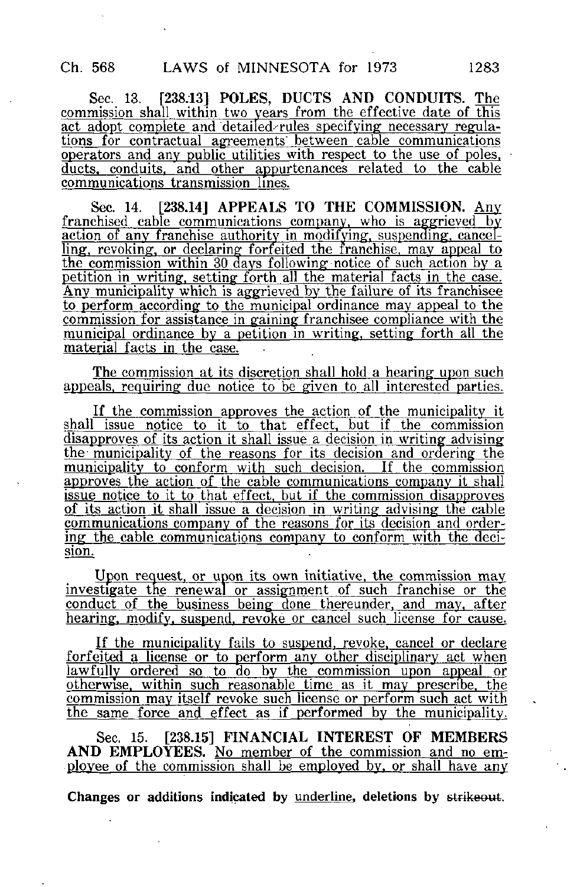Sec. 13. [238.13] **POLES, DUCTS AND CONDUITS.** The commission shall within two years from the effective date of this act adopt complete and detailed rules specifying necessary regulations for contractual agreements between cable communications operators and any public utilities with respect to the use of poles, ducts, conduits, and other appurtenances related to the cable communications transmission lines.

Sec. 14. [238.14] **APPEALS TO THE COMMISSION.** Any franchised cable communications company, who is aggrieved by action of any franchise authority in modifying, suspending, cancelling, revoking, or declaring forfeited the franchise, may appeal to the commission within 30 days following notice of such action by a petition in writing, setting forth all the material facts in the case. Any municipality which is aggrieved by the failure of its franchisee to perform according to the municipal ordinance may appeal to the commission for assistance in gaining franchisee compliance with the municipal ordinance by a petition in writing, setting forth all the material facts in the case.

The commission at its discretion shall hold a hearing upon such appeals, requiring due notice to be given to all interested parties.

If the commission approves the action of the municipality it shall issue notice to it to that effect, but if the commission disapproves of its action it shall issue a decision in writing advising the municipality of the reasons for its decision and ordering the municipality to conform with such decision. If the commission approves the action of the cable communications company it shall issue notice to it to that effect, but if the commission disapproves of its action it shall issue a decision in writing advising the cable communications company of the reasons for its decision and ordering the cable communications company to conform with the decision.

Upon request, or upon its own initiative, the commission may investigate the renewal or assignment of such franchise or the conduct of the business being done thereunder, and may, after hearing, modify, suspend, revoke or cancel such license for cause.

If the municipality fails to suspend, revoke, cancel or declare forfeited a license or to perform any other disciplinary act when lawfully ordered so to do by the commission upon appeal or otherwise, within such reasonable time as it may prescribe, the commission may itself revoke such license or perform such act with the same force and effect as if performed by the municipality.

Sec. 15. [238.15] **FINANCIAL INTEREST OF MEMBERS AND EMPLOYEES.** No member of the commission and no employee of the commission shall be employed by, or shall have any

**Changes or additions indicated by** underline, **deletions by** ~~strikeout~~.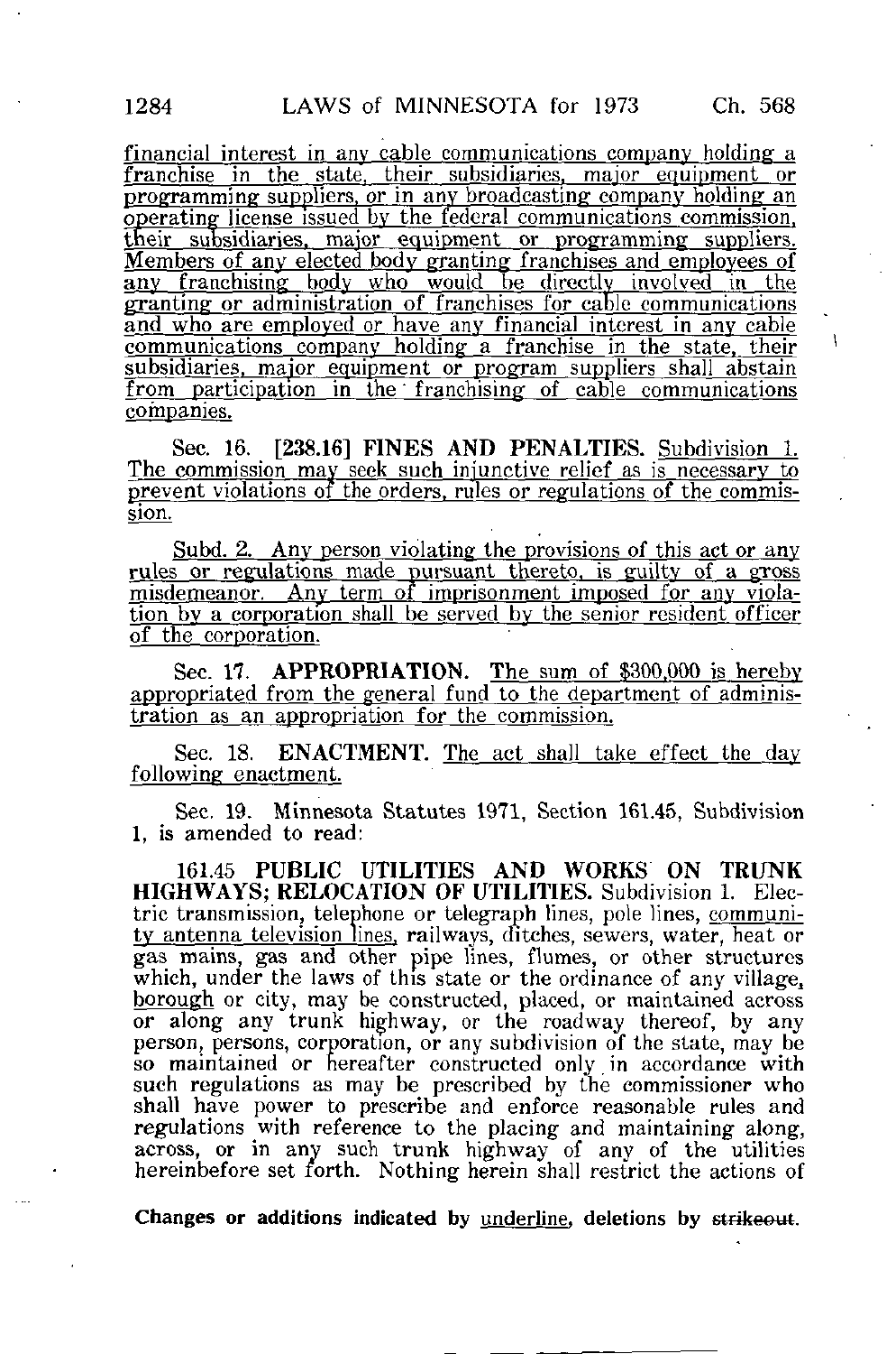financial interest in any cable communications company holding a franchise in the state, their subsidiaries, major equipment or programming suppliers, or in any broadcasting company holding an operating license issued by the federal communications commission, their subsidiaries, major equipment or programming suppliers. Members of any elected body granting franchises and employees of any franchising body who would be directly involved in the granting or administration of franchises for cable communications and who are employed or have any financial interest in any cable communications company holding a franchise in the state, their subsidiaries, major equipment or program suppliers shall abstain from participation in the franchising of cable communications companies.

Sec. 16. [238.16] **FINES AND PENALTIES.** Subdivision 1. The commission may seek such injunctive relief as is necessary to prevent violations of the orders, rules or regulations of the commission.

Subd. 2. Any person violating the provisions of this act or any rules or regulations made pursuant thereto, is guilty of a gross misdemeanor. Any term of imprisonment imposed for any violation by a corporation shall be served by the senior resident officer of the corporation.

Sec. 17. **APPROPRIATION.** The sum of $300,000 is hereby appropriated from the general fund to the department of administration as an appropriation for the commission.

Sec. 18. **ENACTMENT.** The act shall take effect the day following enactment.

Sec. 19. Minnesota Statutes 1971, Section 161.45, Subdivision 1, is amended to read:

161.45 **PUBLIC UTILITIES AND WORKS ON TRUNK HIGHWAYS; RELOCATION OF UTILITIES.** Subdivision 1. Electric transmission, telephone or telegraph lines, pole lines, community antenna television lines, railways, ditches, sewers, water, heat or gas mains, gas and other pipe lines, flumes, or other structures which, under the laws of this state or the ordinance of any village, borough or city, may be constructed, placed, or maintained across or along any trunk highway, or the roadway thereof, by any person, persons, corporation, or any subdivision of the state, may be so maintained or hereafter constructed only in accordance with such regulations as may be prescribed by the commissioner who shall have power to prescribe and enforce reasonable rules and regulations with reference to the placing and maintaining along, across, or in any such trunk highway of any of the utilities hereinbefore set forth. Nothing herein shall restrict the actions of

**Changes or additions indicated by underline, deletions by ~~strikeout~~.**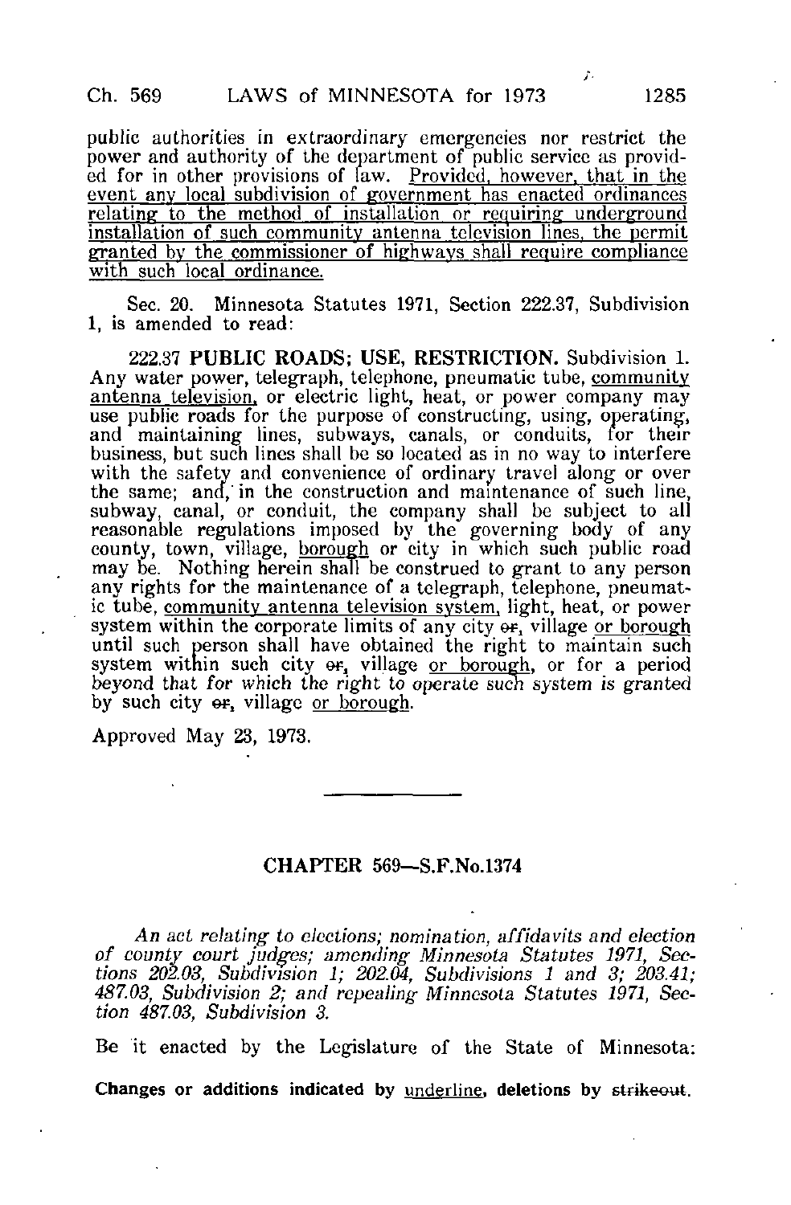public authorities in extraordinary emergencies nor restrict the power and authority of the department of public service as provided for in other provisions of law. <u>Provided, however, that in the event any local subdivision of government has enacted ordinances relating to the method of installation or requiring underground installation of such community antenna television lines, the permit granted by the commissioner of highways shall require compliance with such local ordinance.</u>

Sec. 20. Minnesota Statutes 1971, Section 222.37, Subdivision 1, is amended to read:

222.37 **PUBLIC ROADS; USE, RESTRICTION.** Subdivision 1. Any water power, telegraph, telephone, pneumatic tube, <u>community antenna television,</u> or electric light, heat, or power company may use public roads for the purpose of constructing, using, operating, and maintaining lines, subways, canals, or conduits, for their business, but such lines shall be so located as in no way to interfere with the safety and convenience of ordinary travel along or over the same; and, in the construction and maintenance of such line, subway, canal, or conduit, the company shall be subject to all reasonable regulations imposed by the governing body of any county, town, village, <u>borough</u> or city in which such public road may be. Nothing herein shall be construed to grant to any person any rights for the maintenance of a telegraph, telephone, pneumatic tube, <u>community antenna television system,</u> light, heat, or power system within the corporate limits of any city ~~or~~, village <u>or borough</u> until such person shall have obtained the right to maintain such system within such city ~~or~~, village <u>or borough</u>, or for a period beyond that for which the right to operate such system is granted by such city ~~or~~, village <u>or borough</u>.

Approved May 23, 1973.

---

## CHAPTER 569—S.F.No.1374

*An act relating to elections; nomination, affidavits and election of county court judges; amending Minnesota Statutes 1971, Sections 202.03, Subdivision 1; 202.04, Subdivisions 1 and 3; 203.41; 487.03, Subdivision 2; and repealing Minnesota Statutes 1971, Section 487.03, Subdivision 3.*

Be it enacted by the Legislature of the State of Minnesota:

**Changes or additions indicated by <u>underline</u>, deletions by ~~strikeout~~.**